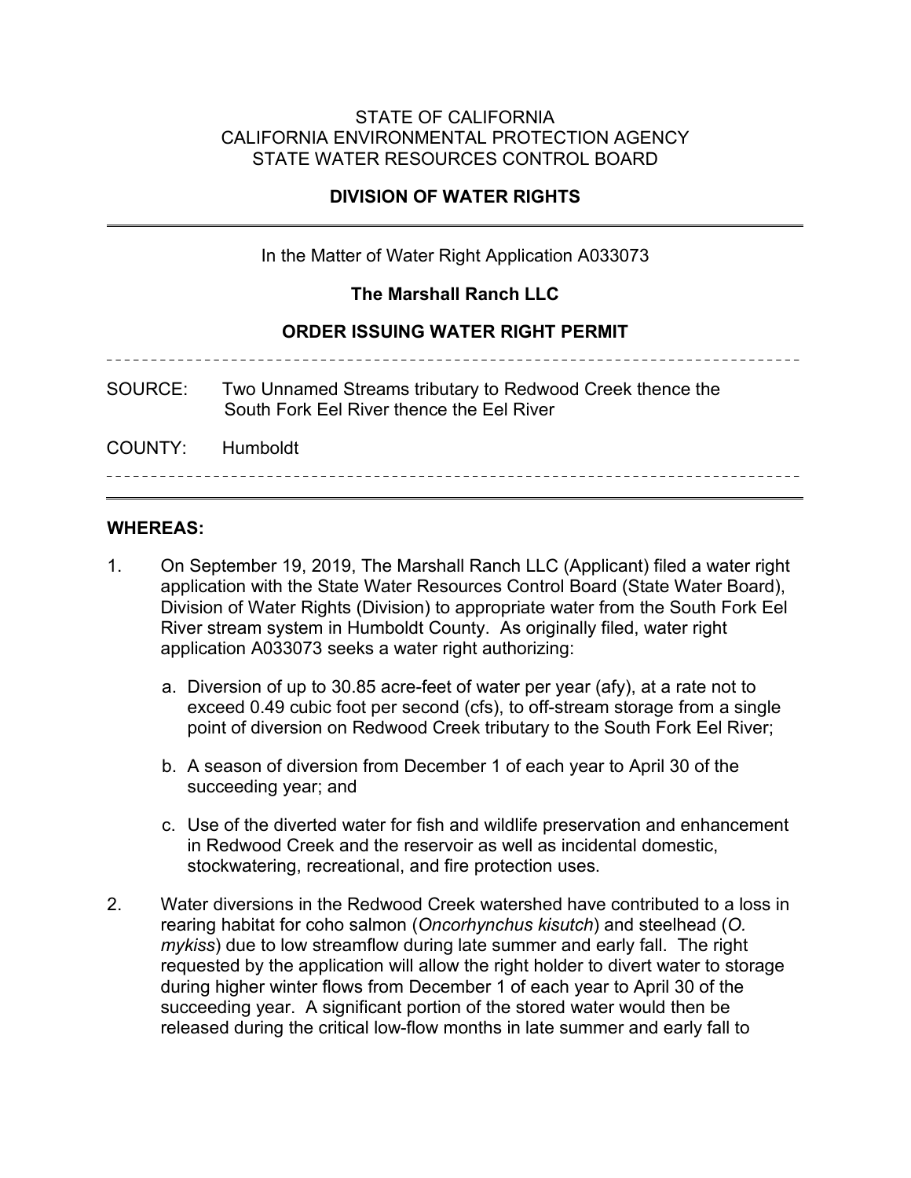STATE OF CALIFORNIA
CALIFORNIA ENVIRONMENTAL PROTECTION AGENCY
STATE WATER RESOURCES CONTROL BOARD

**DIVISION OF WATER RIGHTS**

---

In the Matter of Water Right Application A033073

**The Marshall Ranch LLC**

**ORDER ISSUING WATER RIGHT PERMIT**

---

SOURCE: Two Unnamed Streams tributary to Redwood Creek thence the South Fork Eel River thence the Eel River

COUNTY: Humboldt

---

**WHEREAS:**

1. On September 19, 2019, The Marshall Ranch LLC (Applicant) filed a water right application with the State Water Resources Control Board (State Water Board), Division of Water Rights (Division) to appropriate water from the South Fork Eel River stream system in Humboldt County. As originally filed, water right application A033073 seeks a water right authorizing:

   a. Diversion of up to 30.85 acre-feet of water per year (afy), at a rate not to exceed 0.49 cubic foot per second (cfs), to off-stream storage from a single point of diversion on Redwood Creek tributary to the South Fork Eel River;

   b. A season of diversion from December 1 of each year to April 30 of the succeeding year; and

   c. Use of the diverted water for fish and wildlife preservation and enhancement in Redwood Creek and the reservoir as well as incidental domestic, stockwatering, recreational, and fire protection uses.

2. Water diversions in the Redwood Creek watershed have contributed to a loss in rearing habitat for coho salmon (*Oncorhynchus kisutch*) and steelhead (*O. mykiss*) due to low streamflow during late summer and early fall. The right requested by the application will allow the right holder to divert water to storage during higher winter flows from December 1 of each year to April 30 of the succeeding year. A significant portion of the stored water would then be released during the critical low-flow months in late summer and early fall to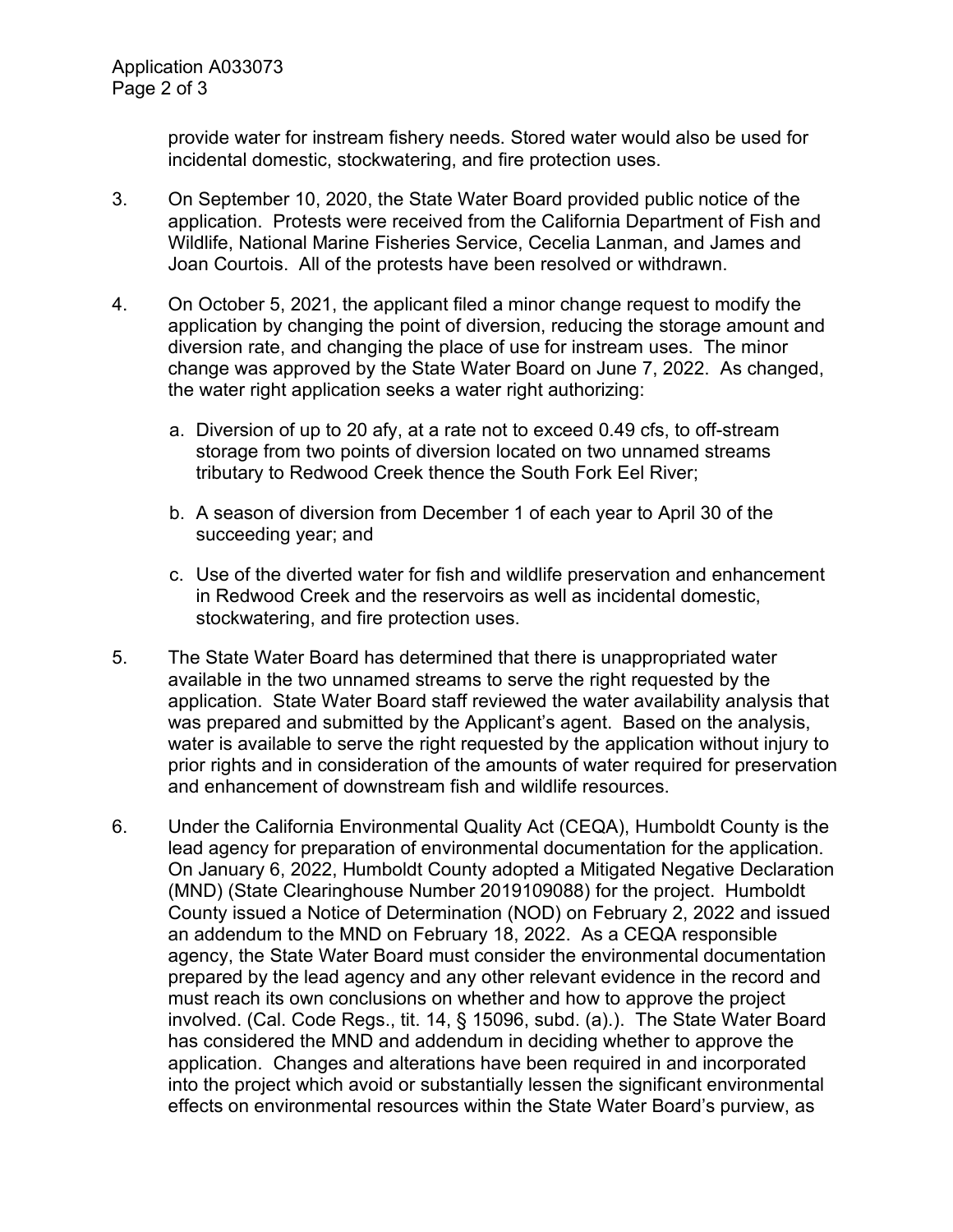provide water for instream fishery needs. Stored water would also be used for incidental domestic, stockwatering, and fire protection uses.

3. On September 10, 2020, the State Water Board provided public notice of the application. Protests were received from the California Department of Fish and Wildlife, National Marine Fisheries Service, Cecelia Lanman, and James and Joan Courtois. All of the protests have been resolved or withdrawn.

4. On October 5, 2021, the applicant filed a minor change request to modify the application by changing the point of diversion, reducing the storage amount and diversion rate, and changing the place of use for instream uses. The minor change was approved by the State Water Board on June 7, 2022. As changed, the water right application seeks a water right authorizing:

   a. Diversion of up to 20 afy, at a rate not to exceed 0.49 cfs, to off-stream storage from two points of diversion located on two unnamed streams tributary to Redwood Creek thence the South Fork Eel River;

   b. A season of diversion from December 1 of each year to April 30 of the succeeding year; and

   c. Use of the diverted water for fish and wildlife preservation and enhancement in Redwood Creek and the reservoirs as well as incidental domestic, stockwatering, and fire protection uses.

5. The State Water Board has determined that there is unappropriated water available in the two unnamed streams to serve the right requested by the application. State Water Board staff reviewed the water availability analysis that was prepared and submitted by the Applicant's agent. Based on the analysis, water is available to serve the right requested by the application without injury to prior rights and in consideration of the amounts of water required for preservation and enhancement of downstream fish and wildlife resources.

6. Under the California Environmental Quality Act (CEQA), Humboldt County is the lead agency for preparation of environmental documentation for the application. On January 6, 2022, Humboldt County adopted a Mitigated Negative Declaration (MND) (State Clearinghouse Number 2019109088) for the project. Humboldt County issued a Notice of Determination (NOD) on February 2, 2022 and issued an addendum to the MND on February 18, 2022. As a CEQA responsible agency, the State Water Board must consider the environmental documentation prepared by the lead agency and any other relevant evidence in the record and must reach its own conclusions on whether and how to approve the project involved. (Cal. Code Regs., tit. 14, § 15096, subd. (a).). The State Water Board has considered the MND and addendum in deciding whether to approve the application. Changes and alterations have been required in and incorporated into the project which avoid or substantially lessen the significant environmental effects on environmental resources within the State Water Board's purview, as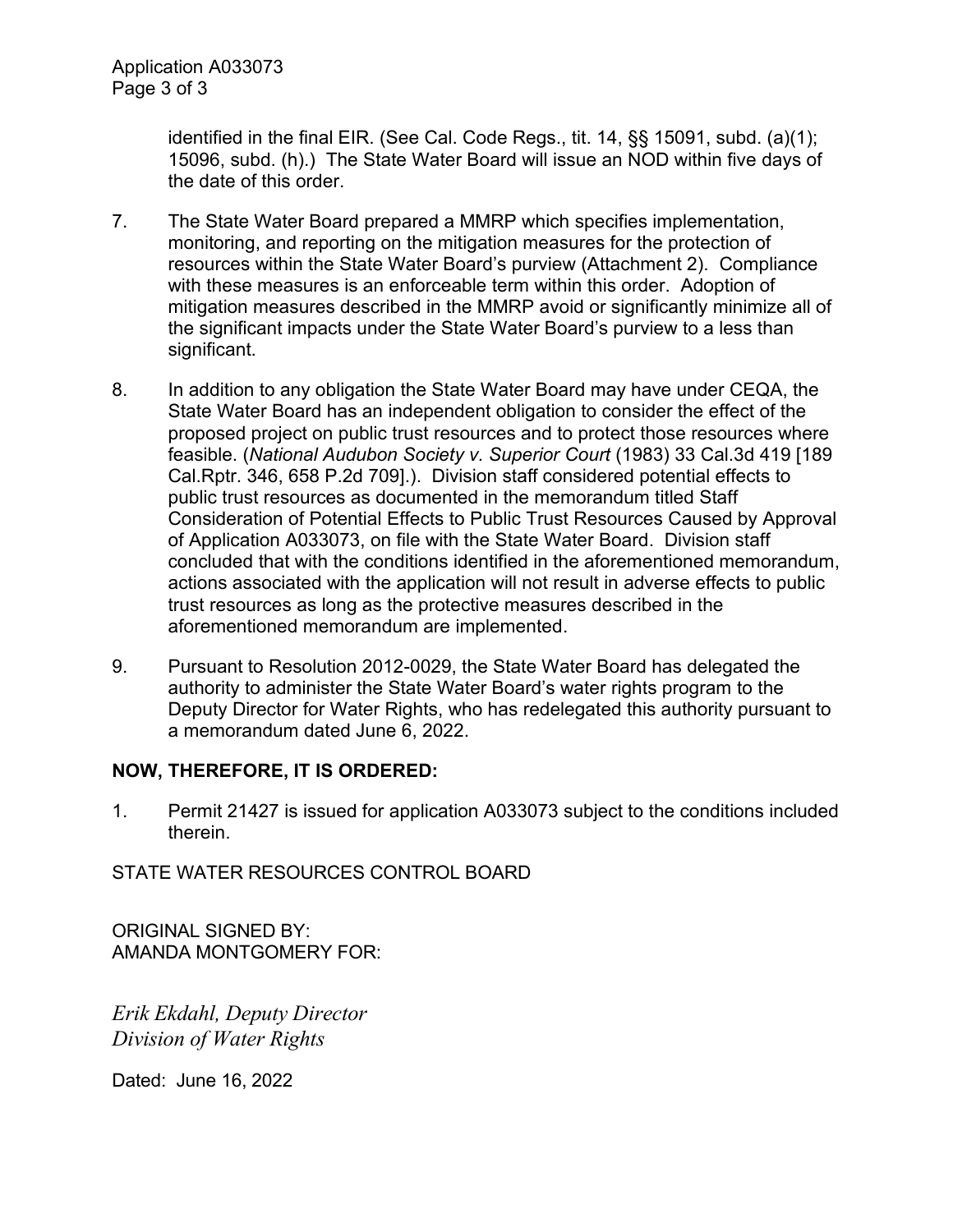identified in the final EIR. (See Cal. Code Regs., tit. 14, §§ 15091, subd. (a)(1); 15096, subd. (h).) The State Water Board will issue an NOD within five days of the date of this order.

7. The State Water Board prepared a MMRP which specifies implementation, monitoring, and reporting on the mitigation measures for the protection of resources within the State Water Board's purview (Attachment 2). Compliance with these measures is an enforceable term within this order. Adoption of mitigation measures described in the MMRP avoid or significantly minimize all of the significant impacts under the State Water Board's purview to a less than significant.

8. In addition to any obligation the State Water Board may have under CEQA, the State Water Board has an independent obligation to consider the effect of the proposed project on public trust resources and to protect those resources where feasible. (*National Audubon Society v. Superior Court* (1983) 33 Cal.3d 419 [189 Cal.Rptr. 346, 658 P.2d 709].). Division staff considered potential effects to public trust resources as documented in the memorandum titled Staff Consideration of Potential Effects to Public Trust Resources Caused by Approval of Application A033073, on file with the State Water Board. Division staff concluded that with the conditions identified in the aforementioned memorandum, actions associated with the application will not result in adverse effects to public trust resources as long as the protective measures described in the aforementioned memorandum are implemented.

9. Pursuant to Resolution 2012-0029, the State Water Board has delegated the authority to administer the State Water Board's water rights program to the Deputy Director for Water Rights, who has redelegated this authority pursuant to a memorandum dated June 6, 2022.

**NOW, THEREFORE, IT IS ORDERED:**

1. Permit 21427 is issued for application A033073 subject to the conditions included therein.

STATE WATER RESOURCES CONTROL BOARD

ORIGINAL SIGNED BY:
AMANDA MONTGOMERY FOR:

*Erik Ekdahl, Deputy Director*
*Division of Water Rights*

Dated: June 16, 2022